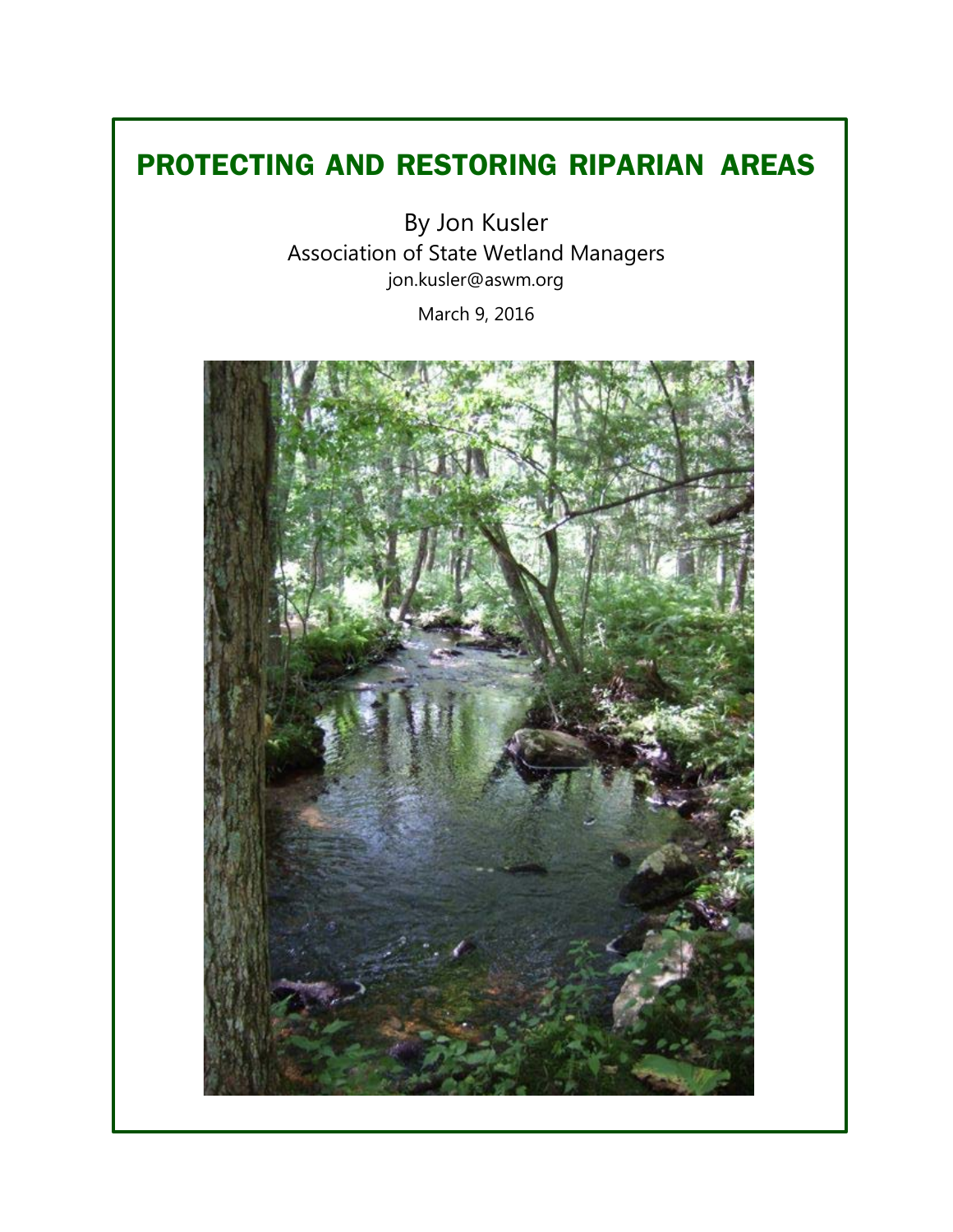# PROTECTING AND RESTORING RIPARIAN AREAS

By Jon Kusler
Association of State Wetland Managers
jon.kusler@aswm.org

March 9, 2016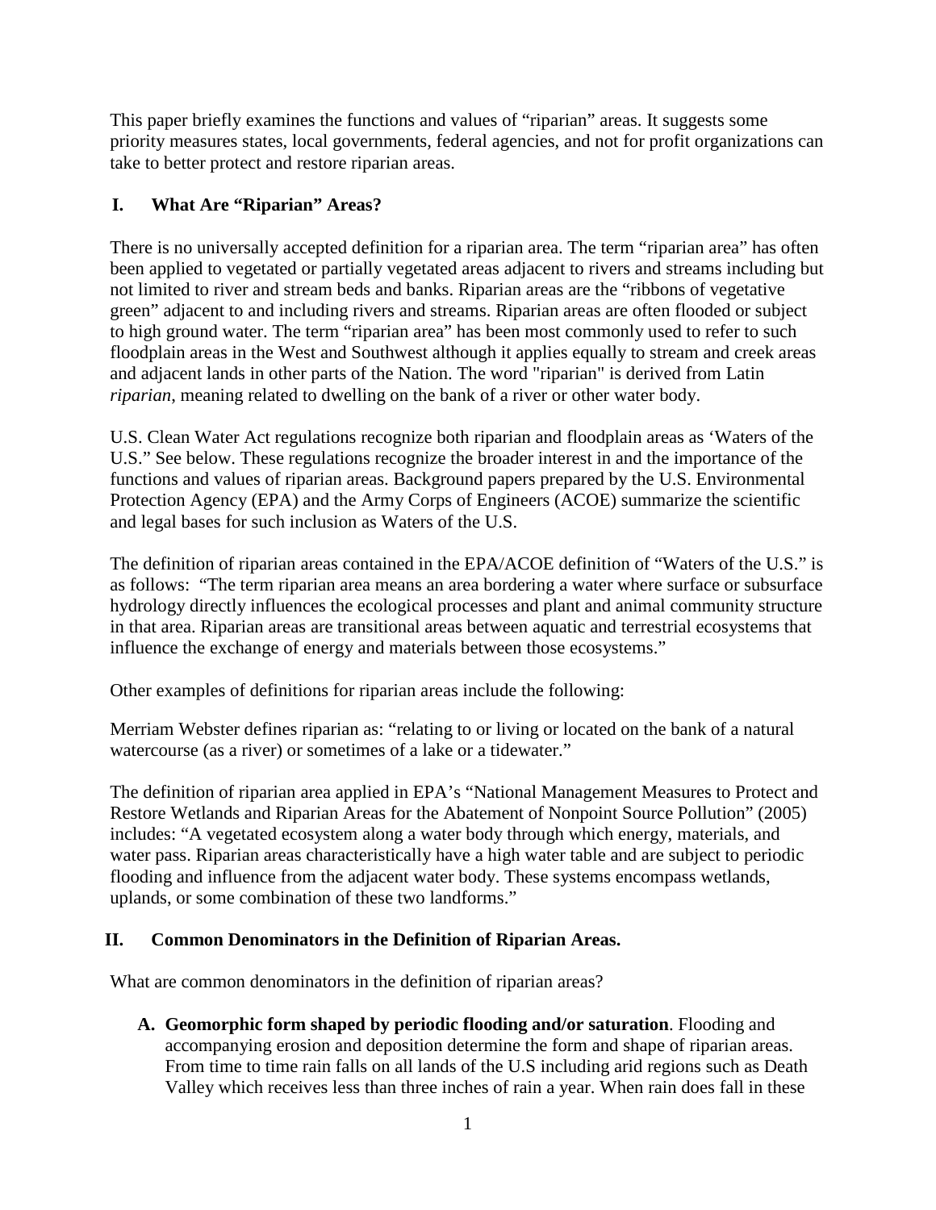This paper briefly examines the functions and values of "riparian" areas. It suggests some priority measures states, local governments, federal agencies, and not for profit organizations can take to better protect and restore riparian areas.

## I. What Are "Riparian" Areas?

There is no universally accepted definition for a riparian area. The term "riparian area" has often been applied to vegetated or partially vegetated areas adjacent to rivers and streams including but not limited to river and stream beds and banks. Riparian areas are the "ribbons of vegetative green" adjacent to and including rivers and streams. Riparian areas are often flooded or subject to high ground water. The term "riparian area" has been most commonly used to refer to such floodplain areas in the West and Southwest although it applies equally to stream and creek areas and adjacent lands in other parts of the Nation. The word "riparian" is derived from Latin *riparian*, meaning related to dwelling on the bank of a river or other water body.

U.S. Clean Water Act regulations recognize both riparian and floodplain areas as 'Waters of the U.S." See below. These regulations recognize the broader interest in and the importance of the functions and values of riparian areas. Background papers prepared by the U.S. Environmental Protection Agency (EPA) and the Army Corps of Engineers (ACOE) summarize the scientific and legal bases for such inclusion as Waters of the U.S.

The definition of riparian areas contained in the EPA/ACOE definition of "Waters of the U.S." is as follows: "The term riparian area means an area bordering a water where surface or subsurface hydrology directly influences the ecological processes and plant and animal community structure in that area. Riparian areas are transitional areas between aquatic and terrestrial ecosystems that influence the exchange of energy and materials between those ecosystems."

Other examples of definitions for riparian areas include the following:

Merriam Webster defines riparian as: "relating to or living or located on the bank of a natural watercourse (as a river) or sometimes of a lake or a tidewater."

The definition of riparian area applied in EPA's "National Management Measures to Protect and Restore Wetlands and Riparian Areas for the Abatement of Nonpoint Source Pollution" (2005) includes: "A vegetated ecosystem along a water body through which energy, materials, and water pass. Riparian areas characteristically have a high water table and are subject to periodic flooding and influence from the adjacent water body. These systems encompass wetlands, uplands, or some combination of these two landforms."

## II. Common Denominators in the Definition of Riparian Areas.

What are common denominators in the definition of riparian areas?

A. **Geomorphic form shaped by periodic flooding and/or saturation**. Flooding and accompanying erosion and deposition determine the form and shape of riparian areas. From time to time rain falls on all lands of the U.S including arid regions such as Death Valley which receives less than three inches of rain a year. When rain does fall in these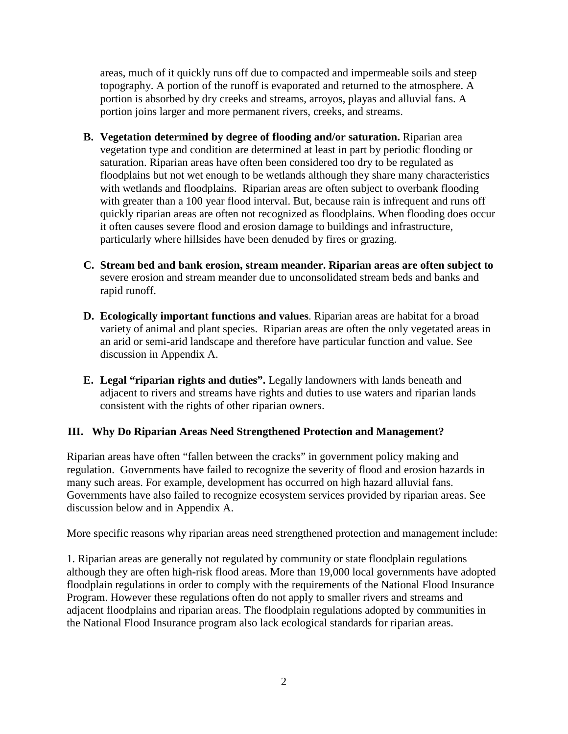areas, much of it quickly runs off due to compacted and impermeable soils and steep topography. A portion of the runoff is evaporated and returned to the atmosphere. A portion is absorbed by dry creeks and streams, arroyos, playas and alluvial fans. A portion joins larger and more permanent rivers, creeks, and streams.

- **B. Vegetation determined by degree of flooding and/or saturation.** Riparian area vegetation type and condition are determined at least in part by periodic flooding or saturation. Riparian areas have often been considered too dry to be regulated as floodplains but not wet enough to be wetlands although they share many characteristics with wetlands and floodplains. Riparian areas are often subject to overbank flooding with greater than a 100 year flood interval. But, because rain is infrequent and runs off quickly riparian areas are often not recognized as floodplains. When flooding does occur it often causes severe flood and erosion damage to buildings and infrastructure, particularly where hillsides have been denuded by fires or grazing.

- **C. Stream bed and bank erosion, stream meander. Riparian areas are often subject to** severe erosion and stream meander due to unconsolidated stream beds and banks and rapid runoff.

- **D. Ecologically important functions and values**. Riparian areas are habitat for a broad variety of animal and plant species. Riparian areas are often the only vegetated areas in an arid or semi-arid landscape and therefore have particular function and value. See discussion in Appendix A.

- **E. Legal "riparian rights and duties".** Legally landowners with lands beneath and adjacent to rivers and streams have rights and duties to use waters and riparian lands consistent with the rights of other riparian owners.

## III. Why Do Riparian Areas Need Strengthened Protection and Management?

Riparian areas have often "fallen between the cracks" in government policy making and regulation. Governments have failed to recognize the severity of flood and erosion hazards in many such areas. For example, development has occurred on high hazard alluvial fans. Governments have also failed to recognize ecosystem services provided by riparian areas. See discussion below and in Appendix A.

More specific reasons why riparian areas need strengthened protection and management include:

1. Riparian areas are generally not regulated by community or state floodplain regulations although they are often high-risk flood areas. More than 19,000 local governments have adopted floodplain regulations in order to comply with the requirements of the National Flood Insurance Program. However these regulations often do not apply to smaller rivers and streams and adjacent floodplains and riparian areas. The floodplain regulations adopted by communities in the National Flood Insurance program also lack ecological standards for riparian areas.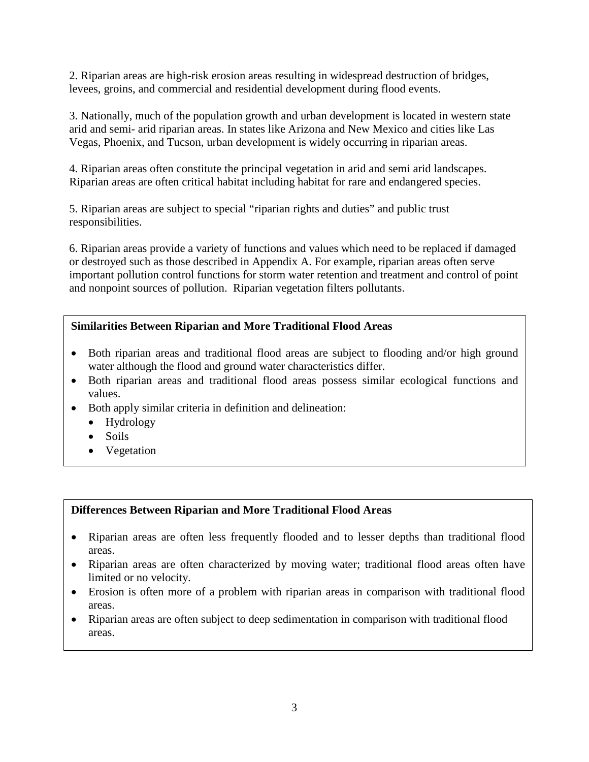2. Riparian areas are high-risk erosion areas resulting in widespread destruction of bridges, levees, groins, and commercial and residential development during flood events.

3. Nationally, much of the population growth and urban development is located in western state arid and semi- arid riparian areas. In states like Arizona and New Mexico and cities like Las Vegas, Phoenix, and Tucson, urban development is widely occurring in riparian areas.

4. Riparian areas often constitute the principal vegetation in arid and semi arid landscapes. Riparian areas are often critical habitat including habitat for rare and endangered species.

5. Riparian areas are subject to special "riparian rights and duties" and public trust responsibilities.

6. Riparian areas provide a variety of functions and values which need to be replaced if damaged or destroyed such as those described in Appendix A. For example, riparian areas often serve important pollution control functions for storm water retention and treatment and control of point and nonpoint sources of pollution. Riparian vegetation filters pollutants.

**Similarities Between Riparian and More Traditional Flood Areas**

- Both riparian areas and traditional flood areas are subject to flooding and/or high ground water although the flood and ground water characteristics differ.
- Both riparian areas and traditional flood areas possess similar ecological functions and values.
- Both apply similar criteria in definition and delineation:
  - Hydrology
  - Soils
  - Vegetation

**Differences Between Riparian and More Traditional Flood Areas**

- Riparian areas are often less frequently flooded and to lesser depths than traditional flood areas.
- Riparian areas are often characterized by moving water; traditional flood areas often have limited or no velocity.
- Erosion is often more of a problem with riparian areas in comparison with traditional flood areas.
- Riparian areas are often subject to deep sedimentation in comparison with traditional flood areas.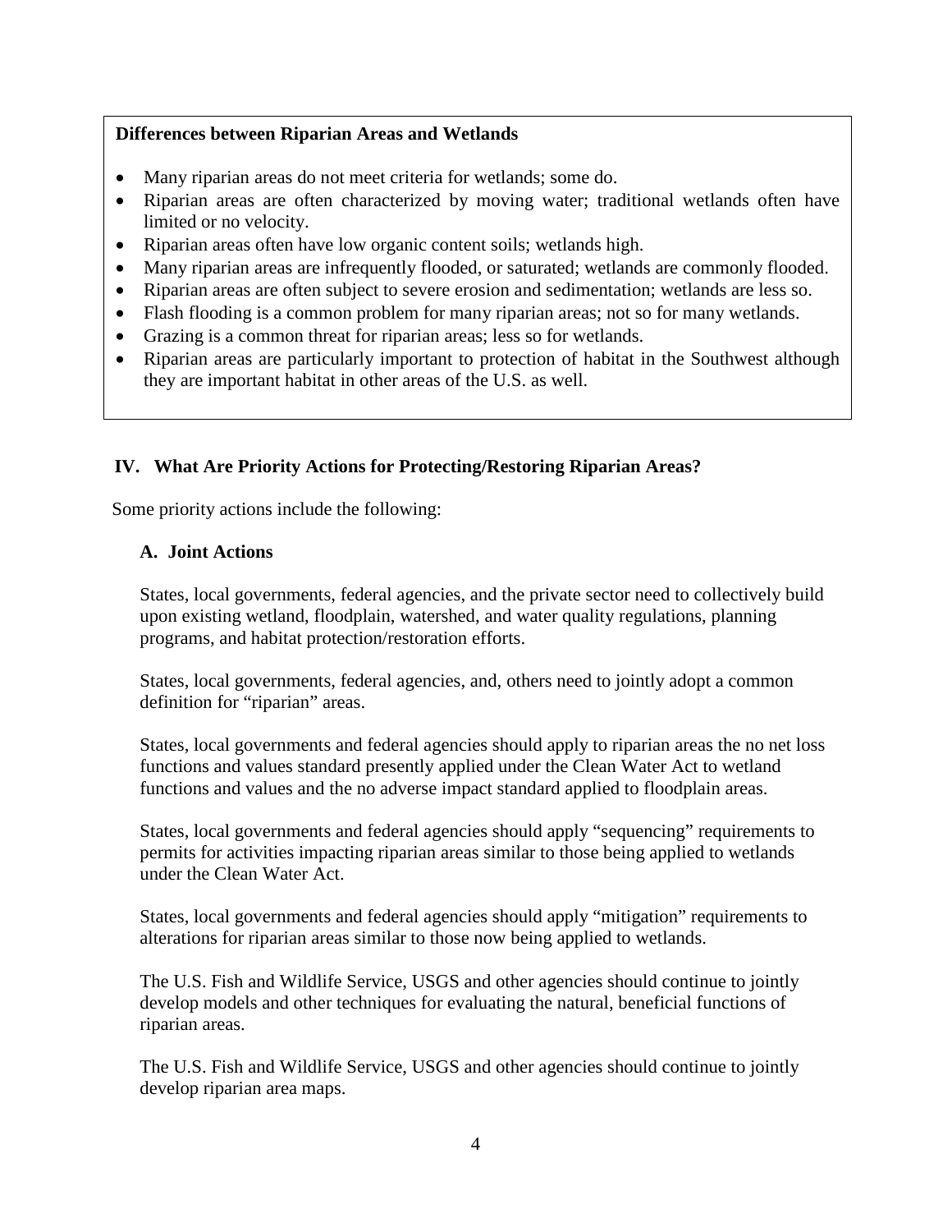**Differences between Riparian Areas and Wetlands**

- Many riparian areas do not meet criteria for wetlands; some do.
- Riparian areas are often characterized by moving water; traditional wetlands often have limited or no velocity.
- Riparian areas often have low organic content soils; wetlands high.
- Many riparian areas are infrequently flooded, or saturated; wetlands are commonly flooded.
- Riparian areas are often subject to severe erosion and sedimentation; wetlands are less so.
- Flash flooding is a common problem for many riparian areas; not so for many wetlands.
- Grazing is a common threat for riparian areas; less so for wetlands.
- Riparian areas are particularly important to protection of habitat in the Southwest although they are important habitat in other areas of the U.S. as well.

## IV. What Are Priority Actions for Protecting/Restoring Riparian Areas?

Some priority actions include the following:

### A. Joint Actions

States, local governments, federal agencies, and the private sector need to collectively build upon existing wetland, floodplain, watershed, and water quality regulations, planning programs, and habitat protection/restoration efforts.

States, local governments, federal agencies, and, others need to jointly adopt a common definition for "riparian" areas.

States, local governments and federal agencies should apply to riparian areas the no net loss functions and values standard presently applied under the Clean Water Act to wetland functions and values and the no adverse impact standard applied to floodplain areas.

States, local governments and federal agencies should apply "sequencing" requirements to permits for activities impacting riparian areas similar to those being applied to wetlands under the Clean Water Act.

States, local governments and federal agencies should apply "mitigation" requirements to alterations for riparian areas similar to those now being applied to wetlands.

The U.S. Fish and Wildlife Service, USGS and other agencies should continue to jointly develop models and other techniques for evaluating the natural, beneficial functions of riparian areas.

The U.S. Fish and Wildlife Service, USGS and other agencies should continue to jointly develop riparian area maps.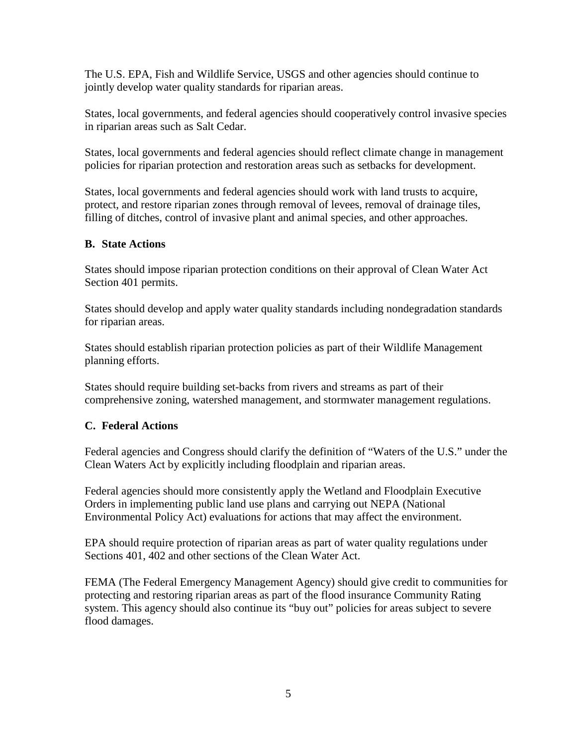The U.S. EPA, Fish and Wildlife Service, USGS and other agencies should continue to jointly develop water quality standards for riparian areas.

States, local governments, and federal agencies should cooperatively control invasive species in riparian areas such as Salt Cedar.

States, local governments and federal agencies should reflect climate change in management policies for riparian protection and restoration areas such as setbacks for development.

States, local governments and federal agencies should work with land trusts to acquire, protect, and restore riparian zones through removal of levees, removal of drainage tiles, filling of ditches, control of invasive plant and animal species, and other approaches.

### B. State Actions

States should impose riparian protection conditions on their approval of Clean Water Act Section 401 permits.

States should develop and apply water quality standards including nondegradation standards for riparian areas.

States should establish riparian protection policies as part of their Wildlife Management planning efforts.

States should require building set-backs from rivers and streams as part of their comprehensive zoning, watershed management, and stormwater management regulations.

### C. Federal Actions

Federal agencies and Congress should clarify the definition of "Waters of the U.S." under the Clean Waters Act by explicitly including floodplain and riparian areas.

Federal agencies should more consistently apply the Wetland and Floodplain Executive Orders in implementing public land use plans and carrying out NEPA (National Environmental Policy Act) evaluations for actions that may affect the environment.

EPA should require protection of riparian areas as part of water quality regulations under Sections 401, 402 and other sections of the Clean Water Act.

FEMA (The Federal Emergency Management Agency) should give credit to communities for protecting and restoring riparian areas as part of the flood insurance Community Rating system. This agency should also continue its "buy out" policies for areas subject to severe flood damages.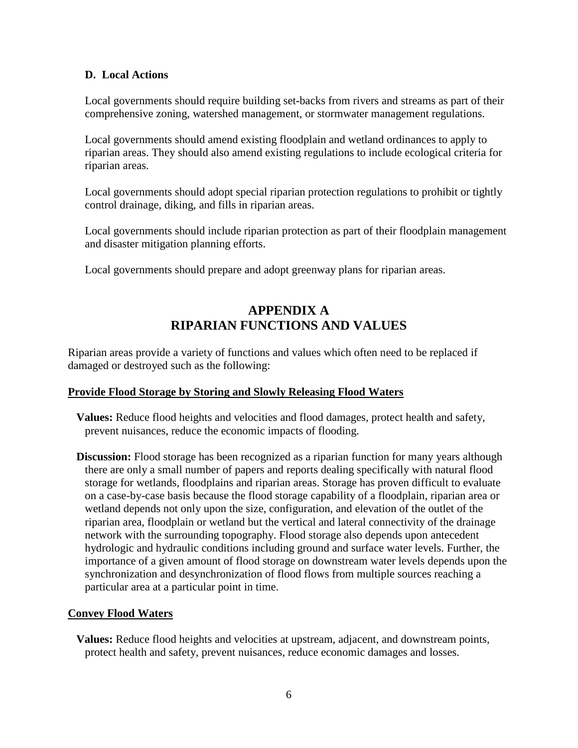### D. Local Actions

Local governments should require building set-backs from rivers and streams as part of their comprehensive zoning, watershed management, or stormwater management regulations.

Local governments should amend existing floodplain and wetland ordinances to apply to riparian areas. They should also amend existing regulations to include ecological criteria for riparian areas.

Local governments should adopt special riparian protection regulations to prohibit or tightly control drainage, diking, and fills in riparian areas.

Local governments should include riparian protection as part of their floodplain management and disaster mitigation planning efforts.

Local governments should prepare and adopt greenway plans for riparian areas.

## APPENDIX A
## RIPARIAN FUNCTIONS AND VALUES

Riparian areas provide a variety of functions and values which often need to be replaced if damaged or destroyed such as the following:

**Provide Flood Storage by Storing and Slowly Releasing Flood Waters**

**Values:** Reduce flood heights and velocities and flood damages, protect health and safety, prevent nuisances, reduce the economic impacts of flooding.

**Discussion:** Flood storage has been recognized as a riparian function for many years although there are only a small number of papers and reports dealing specifically with natural flood storage for wetlands, floodplains and riparian areas. Storage has proven difficult to evaluate on a case-by-case basis because the flood storage capability of a floodplain, riparian area or wetland depends not only upon the size, configuration, and elevation of the outlet of the riparian area, floodplain or wetland but the vertical and lateral connectivity of the drainage network with the surrounding topography. Flood storage also depends upon antecedent hydrologic and hydraulic conditions including ground and surface water levels. Further, the importance of a given amount of flood storage on downstream water levels depends upon the synchronization and desynchronization of flood flows from multiple sources reaching a particular area at a particular point in time.

**Convey Flood Waters**

**Values:** Reduce flood heights and velocities at upstream, adjacent, and downstream points, protect health and safety, prevent nuisances, reduce economic damages and losses.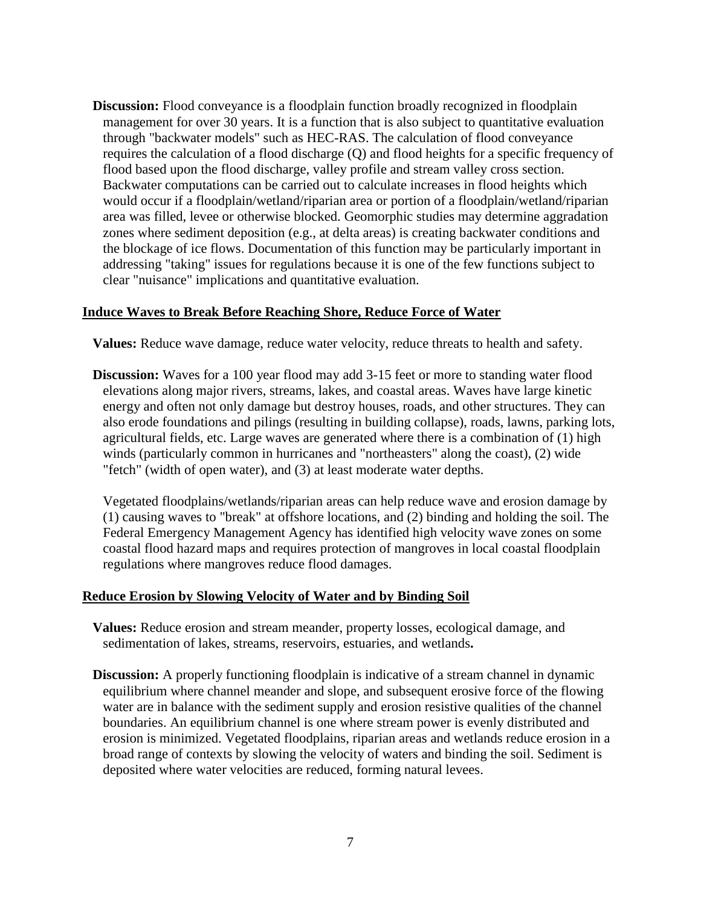**Discussion:** Flood conveyance is a floodplain function broadly recognized in floodplain management for over 30 years. It is a function that is also subject to quantitative evaluation through "backwater models" such as HEC-RAS. The calculation of flood conveyance requires the calculation of a flood discharge (Q) and flood heights for a specific frequency of flood based upon the flood discharge, valley profile and stream valley cross section. Backwater computations can be carried out to calculate increases in flood heights which would occur if a floodplain/wetland/riparian area or portion of a floodplain/wetland/riparian area was filled, levee or otherwise blocked. Geomorphic studies may determine aggradation zones where sediment deposition (e.g., at delta areas) is creating backwater conditions and the blockage of ice flows. Documentation of this function may be particularly important in addressing "taking" issues for regulations because it is one of the few functions subject to clear "nuisance" implications and quantitative evaluation.

## Induce Waves to Break Before Reaching Shore, Reduce Force of Water

**Values:** Reduce wave damage, reduce water velocity, reduce threats to health and safety.

**Discussion:** Waves for a 100 year flood may add 3-15 feet or more to standing water flood elevations along major rivers, streams, lakes, and coastal areas. Waves have large kinetic energy and often not only damage but destroy houses, roads, and other structures. They can also erode foundations and pilings (resulting in building collapse), roads, lawns, parking lots, agricultural fields, etc. Large waves are generated where there is a combination of (1) high winds (particularly common in hurricanes and "northeasters" along the coast), (2) wide "fetch" (width of open water), and (3) at least moderate water depths.

Vegetated floodplains/wetlands/riparian areas can help reduce wave and erosion damage by (1) causing waves to "break" at offshore locations, and (2) binding and holding the soil. The Federal Emergency Management Agency has identified high velocity wave zones on some coastal flood hazard maps and requires protection of mangroves in local coastal floodplain regulations where mangroves reduce flood damages.

## Reduce Erosion by Slowing Velocity of Water and by Binding Soil

**Values:** Reduce erosion and stream meander, property losses, ecological damage, and sedimentation of lakes, streams, reservoirs, estuaries, and wetlands**.**

**Discussion:** A properly functioning floodplain is indicative of a stream channel in dynamic equilibrium where channel meander and slope, and subsequent erosive force of the flowing water are in balance with the sediment supply and erosion resistive qualities of the channel boundaries. An equilibrium channel is one where stream power is evenly distributed and erosion is minimized. Vegetated floodplains, riparian areas and wetlands reduce erosion in a broad range of contexts by slowing the velocity of waters and binding the soil. Sediment is deposited where water velocities are reduced, forming natural levees.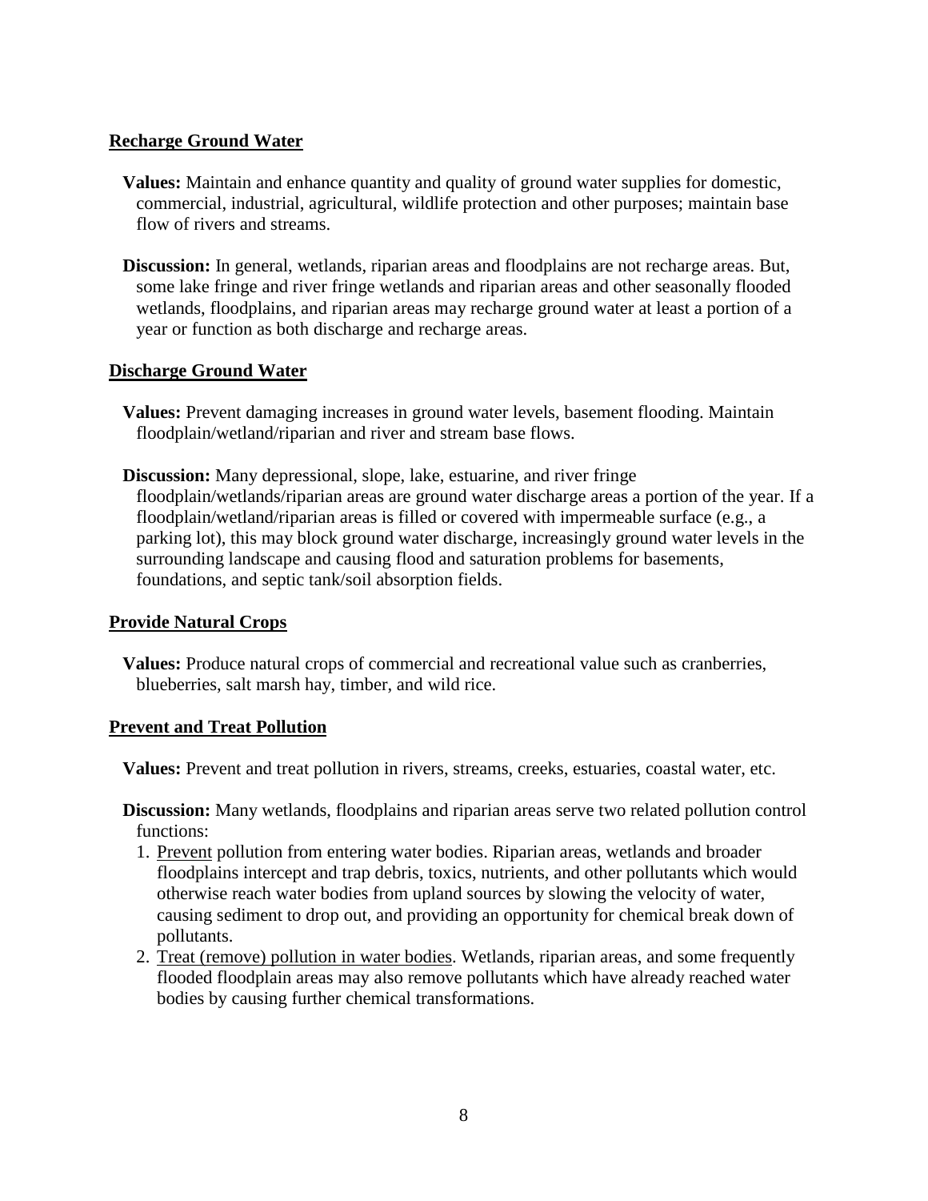## Recharge Ground Water

**Values:** Maintain and enhance quantity and quality of ground water supplies for domestic, commercial, industrial, agricultural, wildlife protection and other purposes; maintain base flow of rivers and streams.

**Discussion:** In general, wetlands, riparian areas and floodplains are not recharge areas. But, some lake fringe and river fringe wetlands and riparian areas and other seasonally flooded wetlands, floodplains, and riparian areas may recharge ground water at least a portion of a year or function as both discharge and recharge areas.

## Discharge Ground Water

**Values:** Prevent damaging increases in ground water levels, basement flooding. Maintain floodplain/wetland/riparian and river and stream base flows.

**Discussion:** Many depressional, slope, lake, estuarine, and river fringe floodplain/wetlands/riparian areas are ground water discharge areas a portion of the year. If a floodplain/wetland/riparian areas is filled or covered with impermeable surface (e.g., a parking lot), this may block ground water discharge, increasingly ground water levels in the surrounding landscape and causing flood and saturation problems for basements, foundations, and septic tank/soil absorption fields.

## Provide Natural Crops

**Values:** Produce natural crops of commercial and recreational value such as cranberries, blueberries, salt marsh hay, timber, and wild rice.

## Prevent and Treat Pollution

**Values:** Prevent and treat pollution in rivers, streams, creeks, estuaries, coastal water, etc.

**Discussion:** Many wetlands, floodplains and riparian areas serve two related pollution control functions:

1. Prevent pollution from entering water bodies. Riparian areas, wetlands and broader floodplains intercept and trap debris, toxics, nutrients, and other pollutants which would otherwise reach water bodies from upland sources by slowing the velocity of water, causing sediment to drop out, and providing an opportunity for chemical break down of pollutants.
2. Treat (remove) pollution in water bodies. Wetlands, riparian areas, and some frequently flooded floodplain areas may also remove pollutants which have already reached water bodies by causing further chemical transformations.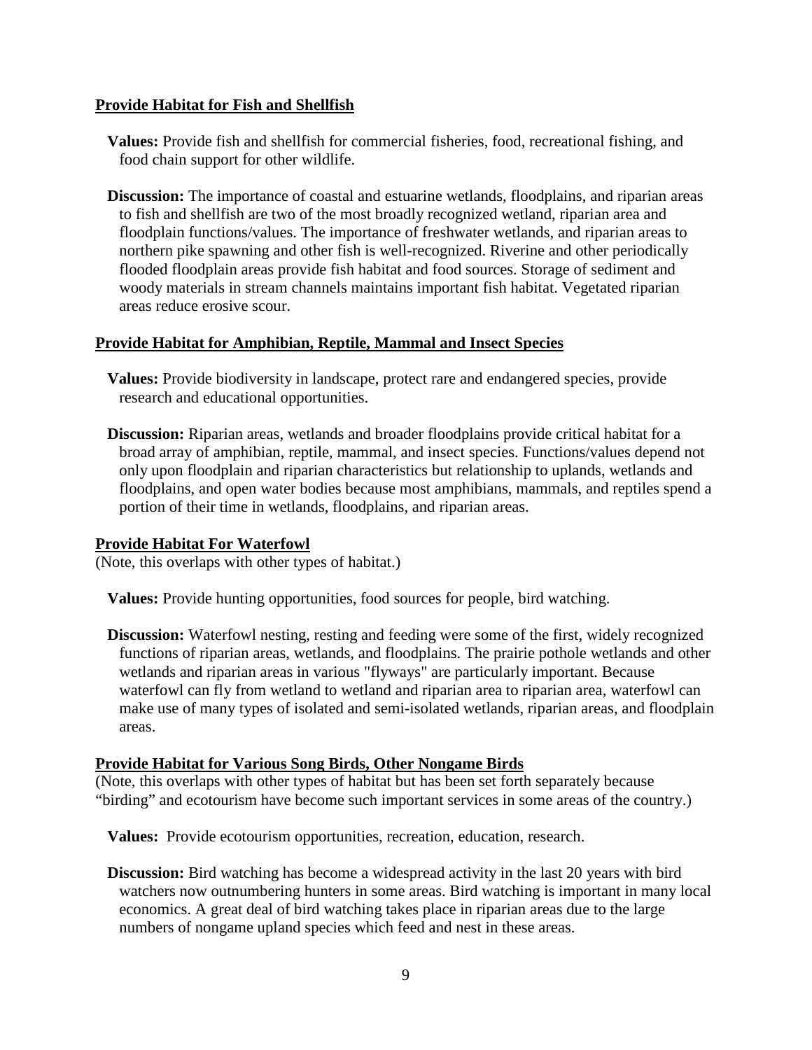**Provide Habitat for Fish and Shellfish**

**Values:** Provide fish and shellfish for commercial fisheries, food, recreational fishing, and food chain support for other wildlife.

**Discussion:** The importance of coastal and estuarine wetlands, floodplains, and riparian areas to fish and shellfish are two of the most broadly recognized wetland, riparian area and floodplain functions/values. The importance of freshwater wetlands, and riparian areas to northern pike spawning and other fish is well-recognized. Riverine and other periodically flooded floodplain areas provide fish habitat and food sources. Storage of sediment and woody materials in stream channels maintains important fish habitat. Vegetated riparian areas reduce erosive scour.

**Provide Habitat for Amphibian, Reptile, Mammal and Insect Species**

**Values:** Provide biodiversity in landscape, protect rare and endangered species, provide research and educational opportunities.

**Discussion:** Riparian areas, wetlands and broader floodplains provide critical habitat for a broad array of amphibian, reptile, mammal, and insect species. Functions/values depend not only upon floodplain and riparian characteristics but relationship to uplands, wetlands and floodplains, and open water bodies because most amphibians, mammals, and reptiles spend a portion of their time in wetlands, floodplains, and riparian areas.

**Provide Habitat For Waterfowl**

(Note, this overlaps with other types of habitat.)

**Values:** Provide hunting opportunities, food sources for people, bird watching.

**Discussion:** Waterfowl nesting, resting and feeding were some of the first, widely recognized functions of riparian areas, wetlands, and floodplains. The prairie pothole wetlands and other wetlands and riparian areas in various "flyways" are particularly important. Because waterfowl can fly from wetland to wetland and riparian area to riparian area, waterfowl can make use of many types of isolated and semi-isolated wetlands, riparian areas, and floodplain areas.

**Provide Habitat for Various Song Birds, Other Nongame Birds**

(Note, this overlaps with other types of habitat but has been set forth separately because "birding" and ecotourism have become such important services in some areas of the country.)

**Values:** Provide ecotourism opportunities, recreation, education, research.

**Discussion:** Bird watching has become a widespread activity in the last 20 years with bird watchers now outnumbering hunters in some areas. Bird watching is important in many local economics. A great deal of bird watching takes place in riparian areas due to the large numbers of nongame upland species which feed and nest in these areas.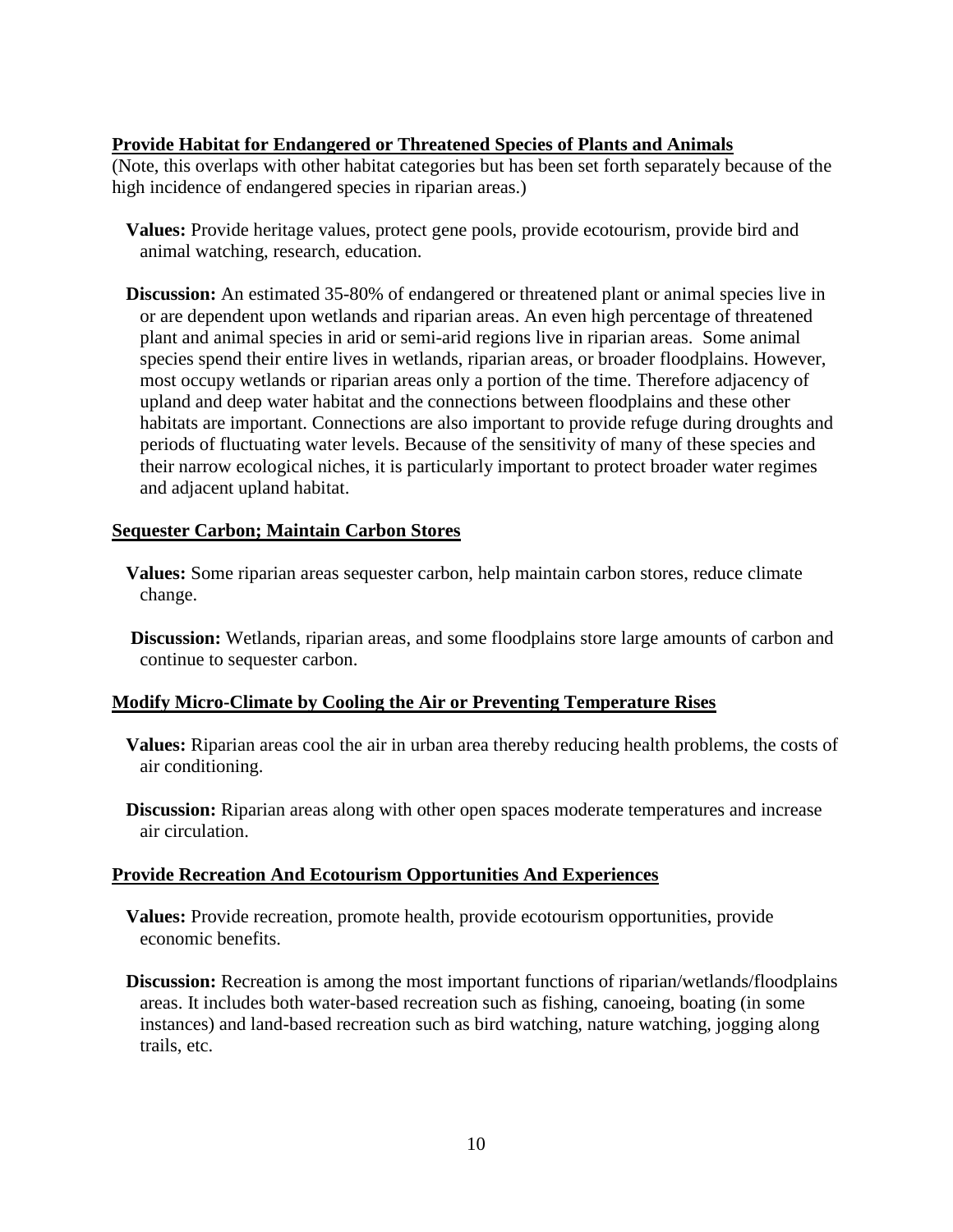**Provide Habitat for Endangered or Threatened Species of Plants and Animals**

(Note, this overlaps with other habitat categories but has been set forth separately because of the high incidence of endangered species in riparian areas.)

**Values:** Provide heritage values, protect gene pools, provide ecotourism, provide bird and animal watching, research, education.

**Discussion:** An estimated 35-80% of endangered or threatened plant or animal species live in or are dependent upon wetlands and riparian areas. An even high percentage of threatened plant and animal species in arid or semi-arid regions live in riparian areas. Some animal species spend their entire lives in wetlands, riparian areas, or broader floodplains. However, most occupy wetlands or riparian areas only a portion of the time. Therefore adjacency of upland and deep water habitat and the connections between floodplains and these other habitats are important. Connections are also important to provide refuge during droughts and periods of fluctuating water levels. Because of the sensitivity of many of these species and their narrow ecological niches, it is particularly important to protect broader water regimes and adjacent upland habitat.

**Sequester Carbon; Maintain Carbon Stores**

**Values:** Some riparian areas sequester carbon, help maintain carbon stores, reduce climate change.

**Discussion:** Wetlands, riparian areas, and some floodplains store large amounts of carbon and continue to sequester carbon.

**Modify Micro-Climate by Cooling the Air or Preventing Temperature Rises**

**Values:** Riparian areas cool the air in urban area thereby reducing health problems, the costs of air conditioning.

**Discussion:** Riparian areas along with other open spaces moderate temperatures and increase air circulation.

**Provide Recreation And Ecotourism Opportunities And Experiences**

**Values:** Provide recreation, promote health, provide ecotourism opportunities, provide economic benefits.

**Discussion:** Recreation is among the most important functions of riparian/wetlands/floodplains areas. It includes both water-based recreation such as fishing, canoeing, boating (in some instances) and land-based recreation such as bird watching, nature watching, jogging along trails, etc.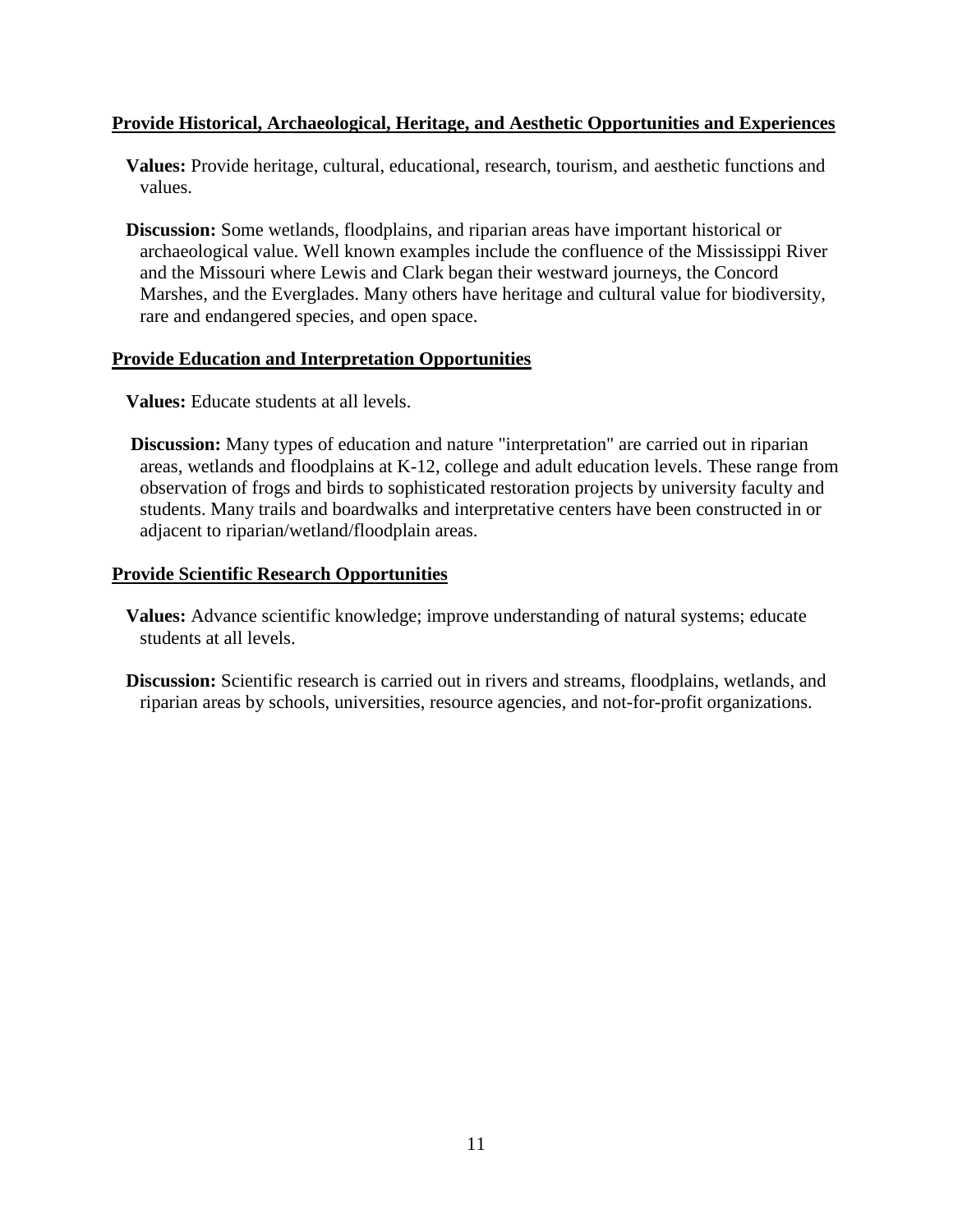**Provide Historical, Archaeological, Heritage, and Aesthetic Opportunities and Experiences**

**Values:** Provide heritage, cultural, educational, research, tourism, and aesthetic functions and values.

**Discussion:** Some wetlands, floodplains, and riparian areas have important historical or archaeological value. Well known examples include the confluence of the Mississippi River and the Missouri where Lewis and Clark began their westward journeys, the Concord Marshes, and the Everglades. Many others have heritage and cultural value for biodiversity, rare and endangered species, and open space.

**Provide Education and Interpretation Opportunities**

**Values:** Educate students at all levels.

**Discussion:** Many types of education and nature "interpretation" are carried out in riparian areas, wetlands and floodplains at K-12, college and adult education levels. These range from observation of frogs and birds to sophisticated restoration projects by university faculty and students. Many trails and boardwalks and interpretative centers have been constructed in or adjacent to riparian/wetland/floodplain areas.

**Provide Scientific Research Opportunities**

**Values:** Advance scientific knowledge; improve understanding of natural systems; educate students at all levels.

**Discussion:** Scientific research is carried out in rivers and streams, floodplains, wetlands, and riparian areas by schools, universities, resource agencies, and not-for-profit organizations.